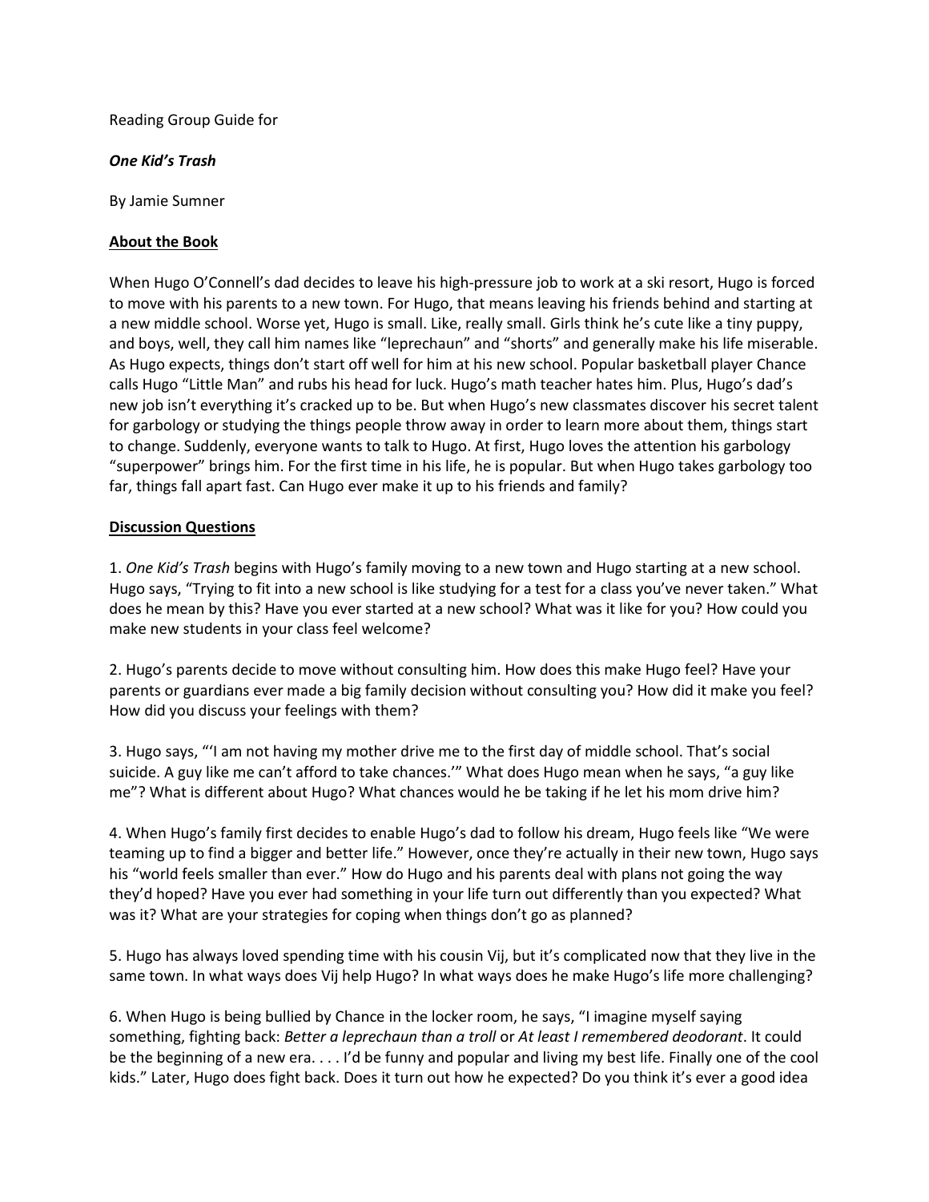Reading Group Guide for

***One Kid's Trash***

By Jamie Sumner

## About the Book

When Hugo O'Connell's dad decides to leave his high-pressure job to work at a ski resort, Hugo is forced to move with his parents to a new town. For Hugo, that means leaving his friends behind and starting at a new middle school. Worse yet, Hugo is small. Like, really small. Girls think he's cute like a tiny puppy, and boys, well, they call him names like "leprechaun" and "shorts" and generally make his life miserable. As Hugo expects, things don't start off well for him at his new school. Popular basketball player Chance calls Hugo "Little Man" and rubs his head for luck. Hugo's math teacher hates him. Plus, Hugo's dad's new job isn't everything it's cracked up to be. But when Hugo's new classmates discover his secret talent for garbology or studying the things people throw away in order to learn more about them, things start to change. Suddenly, everyone wants to talk to Hugo. At first, Hugo loves the attention his garbology "superpower" brings him. For the first time in his life, he is popular. But when Hugo takes garbology too far, things fall apart fast. Can Hugo ever make it up to his friends and family?

## Discussion Questions

1. *One Kid's Trash* begins with Hugo's family moving to a new town and Hugo starting at a new school. Hugo says, "Trying to fit into a new school is like studying for a test for a class you've never taken." What does he mean by this? Have you ever started at a new school? What was it like for you? How could you make new students in your class feel welcome?

2. Hugo's parents decide to move without consulting him. How does this make Hugo feel? Have your parents or guardians ever made a big family decision without consulting you? How did it make you feel? How did you discuss your feelings with them?

3. Hugo says, "'I am not having my mother drive me to the first day of middle school. That's social suicide. A guy like me can't afford to take chances.'" What does Hugo mean when he says, "a guy like me"? What is different about Hugo? What chances would he be taking if he let his mom drive him?

4. When Hugo's family first decides to enable Hugo's dad to follow his dream, Hugo feels like "We were teaming up to find a bigger and better life." However, once they're actually in their new town, Hugo says his "world feels smaller than ever." How do Hugo and his parents deal with plans not going the way they'd hoped? Have you ever had something in your life turn out differently than you expected? What was it? What are your strategies for coping when things don't go as planned?

5. Hugo has always loved spending time with his cousin Vij, but it's complicated now that they live in the same town. In what ways does Vij help Hugo? In what ways does he make Hugo's life more challenging?

6. When Hugo is being bullied by Chance in the locker room, he says, "I imagine myself saying something, fighting back: *Better a leprechaun than a troll* or *At least I remembered deodorant*. It could be the beginning of a new era. . . . I'd be funny and popular and living my best life. Finally one of the cool kids." Later, Hugo does fight back. Does it turn out how he expected? Do you think it's ever a good idea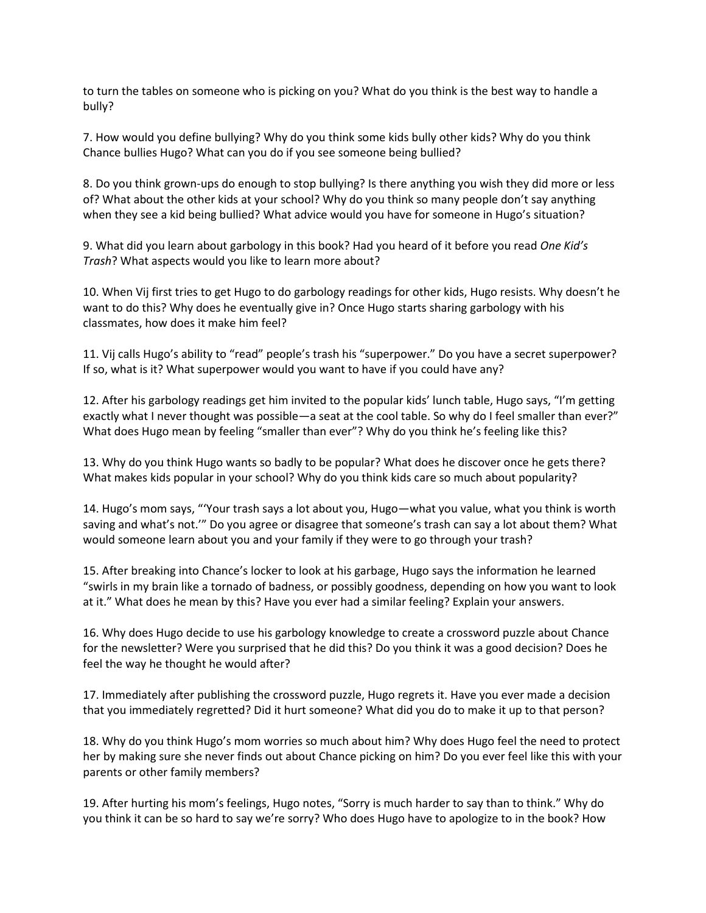to turn the tables on someone who is picking on you? What do you think is the best way to handle a bully?

7. How would you define bullying? Why do you think some kids bully other kids? Why do you think Chance bullies Hugo? What can you do if you see someone being bullied?

8. Do you think grown-ups do enough to stop bullying? Is there anything you wish they did more or less of? What about the other kids at your school? Why do you think so many people don't say anything when they see a kid being bullied? What advice would you have for someone in Hugo's situation?

9. What did you learn about garbology in this book? Had you heard of it before you read *One Kid's Trash*? What aspects would you like to learn more about?

10. When Vij first tries to get Hugo to do garbology readings for other kids, Hugo resists. Why doesn't he want to do this? Why does he eventually give in? Once Hugo starts sharing garbology with his classmates, how does it make him feel?

11. Vij calls Hugo's ability to "read" people's trash his "superpower." Do you have a secret superpower? If so, what is it? What superpower would you want to have if you could have any?

12. After his garbology readings get him invited to the popular kids' lunch table, Hugo says, "I'm getting exactly what I never thought was possible—a seat at the cool table. So why do I feel smaller than ever?" What does Hugo mean by feeling "smaller than ever"? Why do you think he's feeling like this?

13. Why do you think Hugo wants so badly to be popular? What does he discover once he gets there? What makes kids popular in your school? Why do you think kids care so much about popularity?

14. Hugo's mom says, "'Your trash says a lot about you, Hugo—what you value, what you think is worth saving and what's not.'" Do you agree or disagree that someone's trash can say a lot about them? What would someone learn about you and your family if they were to go through your trash?

15. After breaking into Chance's locker to look at his garbage, Hugo says the information he learned "swirls in my brain like a tornado of badness, or possibly goodness, depending on how you want to look at it." What does he mean by this? Have you ever had a similar feeling? Explain your answers.

16. Why does Hugo decide to use his garbology knowledge to create a crossword puzzle about Chance for the newsletter? Were you surprised that he did this? Do you think it was a good decision? Does he feel the way he thought he would after?

17. Immediately after publishing the crossword puzzle, Hugo regrets it. Have you ever made a decision that you immediately regretted? Did it hurt someone? What did you do to make it up to that person?

18. Why do you think Hugo's mom worries so much about him? Why does Hugo feel the need to protect her by making sure she never finds out about Chance picking on him? Do you ever feel like this with your parents or other family members?

19. After hurting his mom's feelings, Hugo notes, "Sorry is much harder to say than to think." Why do you think it can be so hard to say we're sorry? Who does Hugo have to apologize to in the book? How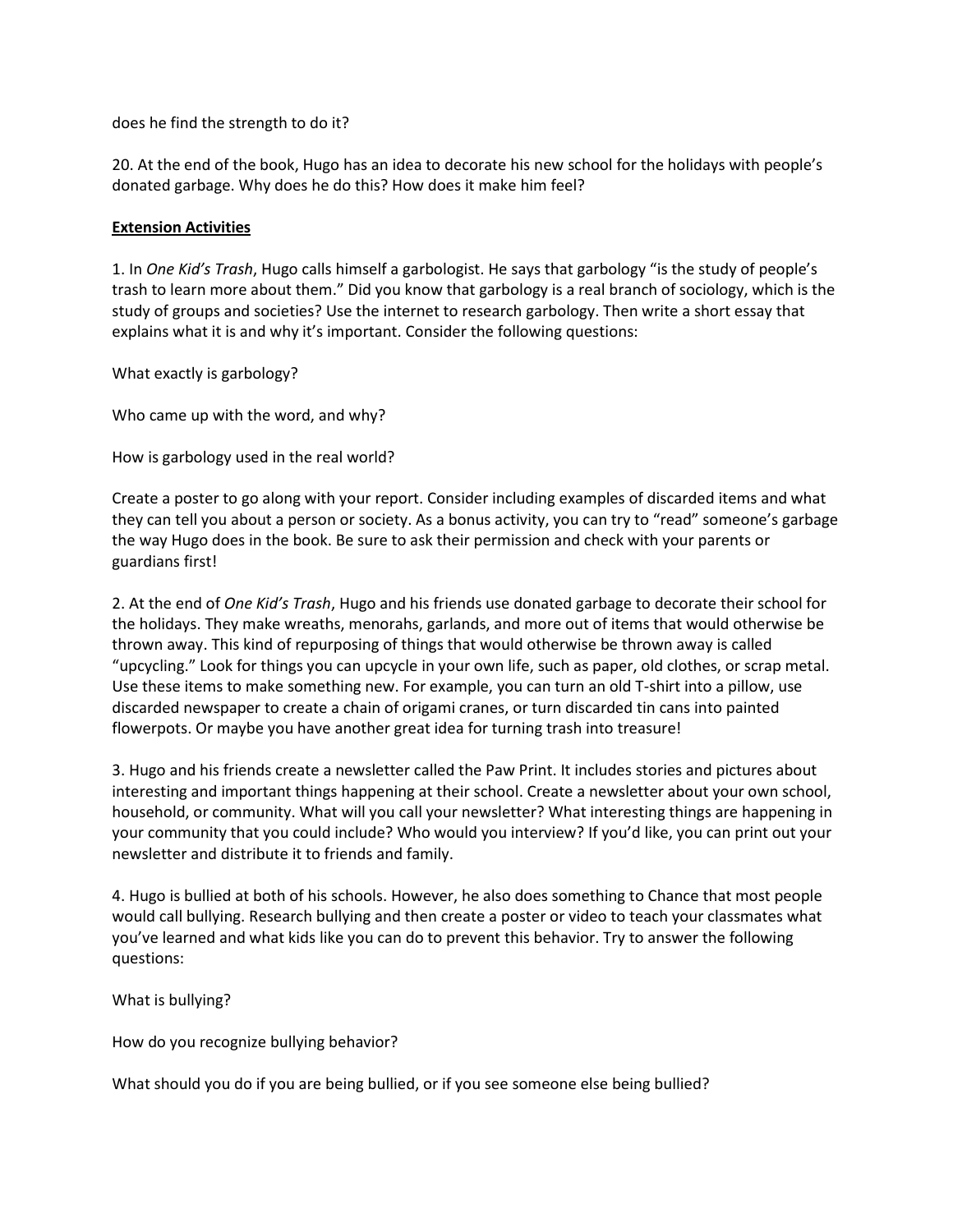does he find the strength to do it?

20. At the end of the book, Hugo has an idea to decorate his new school for the holidays with people's donated garbage. Why does he do this? How does it make him feel?

**Extension Activities**

1. In *One Kid's Trash*, Hugo calls himself a garbologist. He says that garbology "is the study of people's trash to learn more about them." Did you know that garbology is a real branch of sociology, which is the study of groups and societies? Use the internet to research garbology. Then write a short essay that explains what it is and why it's important. Consider the following questions:

What exactly is garbology?

Who came up with the word, and why?

How is garbology used in the real world?

Create a poster to go along with your report. Consider including examples of discarded items and what they can tell you about a person or society. As a bonus activity, you can try to "read" someone's garbage the way Hugo does in the book. Be sure to ask their permission and check with your parents or guardians first!

2. At the end of *One Kid's Trash*, Hugo and his friends use donated garbage to decorate their school for the holidays. They make wreaths, menorahs, garlands, and more out of items that would otherwise be thrown away. This kind of repurposing of things that would otherwise be thrown away is called "upcycling." Look for things you can upcycle in your own life, such as paper, old clothes, or scrap metal. Use these items to make something new. For example, you can turn an old T-shirt into a pillow, use discarded newspaper to create a chain of origami cranes, or turn discarded tin cans into painted flowerpots. Or maybe you have another great idea for turning trash into treasure!

3. Hugo and his friends create a newsletter called the Paw Print. It includes stories and pictures about interesting and important things happening at their school. Create a newsletter about your own school, household, or community. What will you call your newsletter? What interesting things are happening in your community that you could include? Who would you interview? If you'd like, you can print out your newsletter and distribute it to friends and family.

4. Hugo is bullied at both of his schools. However, he also does something to Chance that most people would call bullying. Research bullying and then create a poster or video to teach your classmates what you've learned and what kids like you can do to prevent this behavior. Try to answer the following questions:

What is bullying?

How do you recognize bullying behavior?

What should you do if you are being bullied, or if you see someone else being bullied?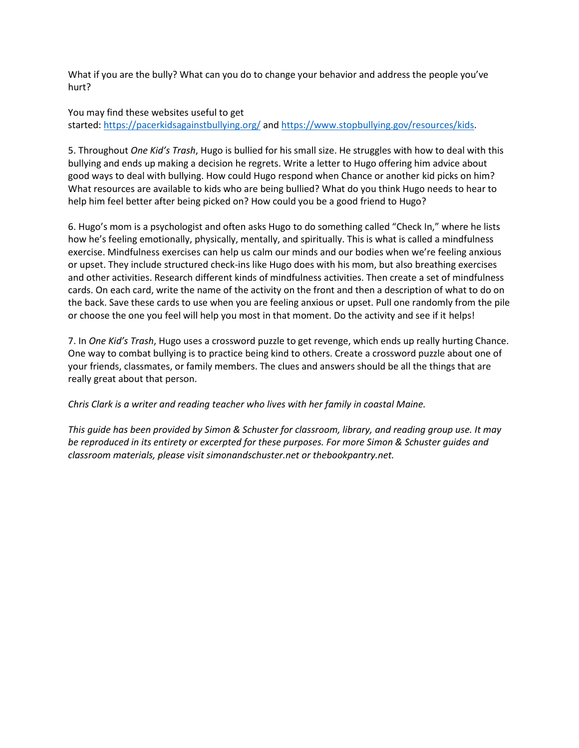What if you are the bully? What can you do to change your behavior and address the people you've hurt?

You may find these websites useful to get started: [https://pacerkidsagainstbullying.org/](https://pacerkidsagainstbullying.org/) and [https://www.stopbullying.gov/resources/kids](https://www.stopbullying.gov/resources/kids).

5. Throughout *One Kid's Trash*, Hugo is bullied for his small size. He struggles with how to deal with this bullying and ends up making a decision he regrets. Write a letter to Hugo offering him advice about good ways to deal with bullying. How could Hugo respond when Chance or another kid picks on him? What resources are available to kids who are being bullied? What do you think Hugo needs to hear to help him feel better after being picked on? How could you be a good friend to Hugo?

6. Hugo's mom is a psychologist and often asks Hugo to do something called "Check In," where he lists how he's feeling emotionally, physically, mentally, and spiritually. This is what is called a mindfulness exercise. Mindfulness exercises can help us calm our minds and our bodies when we're feeling anxious or upset. They include structured check-ins like Hugo does with his mom, but also breathing exercises and other activities. Research different kinds of mindfulness activities. Then create a set of mindfulness cards. On each card, write the name of the activity on the front and then a description of what to do on the back. Save these cards to use when you are feeling anxious or upset. Pull one randomly from the pile or choose the one you feel will help you most in that moment. Do the activity and see if it helps!

7. In *One Kid's Trash*, Hugo uses a crossword puzzle to get revenge, which ends up really hurting Chance. One way to combat bullying is to practice being kind to others. Create a crossword puzzle about one of your friends, classmates, or family members. The clues and answers should be all the things that are really great about that person.

*Chris Clark is a writer and reading teacher who lives with her family in coastal Maine.*

*This guide has been provided by Simon & Schuster for classroom, library, and reading group use. It may be reproduced in its entirety or excerpted for these purposes. For more Simon & Schuster guides and classroom materials, please visit simonandschuster.net or thebookpantry.net.*